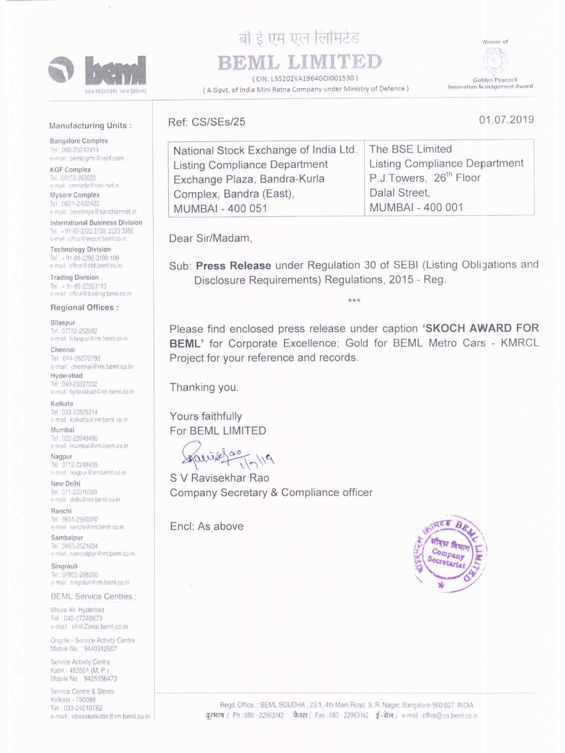# बी इ एम एल लिमिटेड

# BEML LIMITED

( CIN: L35202KA1964GOI001530 )

( A Govt. of India Mini Ratna Company under Ministry of Defence )

Winner of Golden Peacock Innovation Management Award

NEW FRONTIERS NEW DREAMS

**Manufacturing Units :**

Bangalore Complex
Tel : 080-25242414
e-mail : bemlcgmr@vsnl.com

KGF Complex
Tel : 08153-263020
e-mail : bemlede@vsnl.net.in

Mysore Complex
Tel : 0821-2402422
e-mail : bemlmys@sancharmet.in

International Business Division
Tel : +91-80-2222 2730, 2223 3350
e-mail : office@export.beml.co.in

Technology Division
Tel : +91-80-2296 3100-109
e-mail : office@ctd.beml.co.in

Trading Division
Tel : +91-80-22963113
e-mail : office@trading.beml.co.in

**Regional Offices :**

Bilaspur
Tel : 07752-252082
e-mail : bilaspur@rm.beml.co.in

Chennai
Tel : 044-28270792
e-mail : chennai@rm.beml.co.in

Hyderabad
Tel : 040-23227032
e-mail : hyderabad@rm.beml.co.in

Kolkata
Tel : 033-22826314
e-mail : kolkatta@rm.beml.co.in

Mumbai
Tel : 022-22049490
e-mail : mumbai@rm.beml.co.in

Nagpur
Tel : 0712-2248435
e-mail : nagpur@rm.beml.co.in

New Delhi
Tel : 011-23316500
e-mail : delhi@rm.beml.co.in

Ranchi
Tel : 0651-2560370
e-mail : ranchi@rm.beml.co.in

Sambalpur
Tel : 0663-2521604
e-mail : sambalpur@rm.beml.co.in

Singrauli
Tel : 07805-268260
e-mail : singrauli@rm.beml.co.in

**BEML Service Centres :**

Moula Ali, Hyderbad
Tel : 040-27240873
e-mail : sh@Zonal.beml.co.in

Ongole - Service Activity Centre
Mobile No. : 9440312607

Service Activity Centre
Katni - 483501 (M. P.)
Mobile No. : 9425156473

Service Centre & Stores
Kolkata - 700088
Tel : 033-24010782
e-mail : storeskolkotte@rm.beml.co.in

---

Ref: CS/SEs/25

01.07.2019

| National Stock Exchange of India Ltd. | The BSE Limited |
| --- | --- |
| Listing Compliance Department | Listing Compliance Department |
| Exchange Plaza, Bandra-Kurla | P.J.Towers, 26th Floor |
| Complex, Bandra (East), | Dalal Street, |
| MUMBAI - 400 051 | MUMBAI - 400 001 |

Dear Sir/Madam,

Sub: **Press Release** under Regulation 30 of SEBI (Listing Obligations and Disclosure Requirements) Regulations, 2015 - Reg.

***

Please find enclosed press release under caption **'SKOCH AWARD FOR BEML'** for Corporate Excellence; Gold for BEML Metro Cars - KMRCL Project for your reference and records.

Thanking you.

Yours faithfully
For BEML LIMITED

1/7/19

S V Ravisekhar Rao
Company Secretary & Compliance officer

Encl: As above

Regd. Office : 'BEML SOUDHA', 23/1, 4th Main Road, S. R. Nagar, Bangalore-560 027, INDIA
दूरभाष / Ph : 080 - 22963142 फैक्स / Fax : 080 - 22963142 ई-मेल / e-mail : office@cs.beml.co.in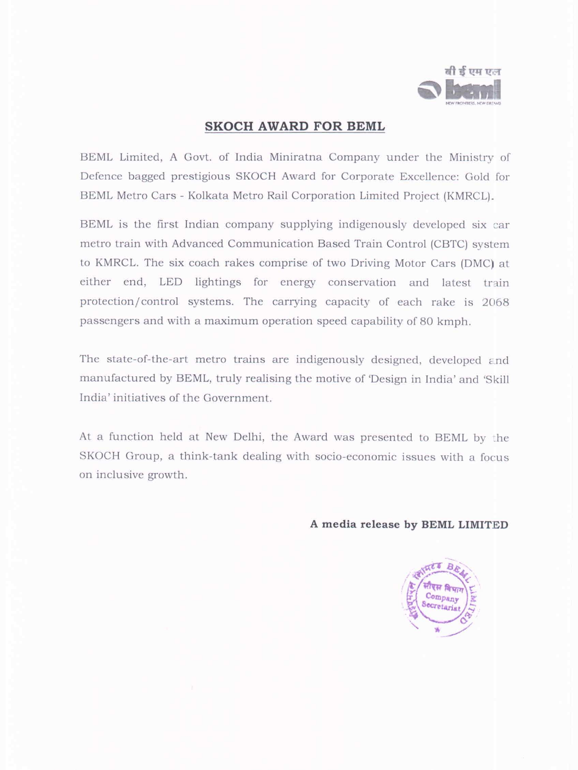## SKOCH AWARD FOR BEML

BEML Limited, A Govt. of India Miniratna Company under the Ministry of Defence bagged prestigious SKOCH Award for Corporate Excellence: Gold for BEML Metro Cars - Kolkata Metro Rail Corporation Limited Project (KMRCL).

BEML is the first Indian company supplying indigenously developed six car metro train with Advanced Communication Based Train Control (CBTC) system to KMRCL. The six coach rakes comprise of two Driving Motor Cars (DMC) at either end, LED lightings for energy conservation and latest train protection/control systems. The carrying capacity of each rake is 2068 passengers and with a maximum operation speed capability of 80 kmph.

The state-of-the-art metro trains are indigenously designed, developed and manufactured by BEML, truly realising the motive of 'Design in India' and 'Skill India' initiatives of the Government.

At a function held at New Delhi, the Award was presented to BEML by the SKOCH Group, a think-tank dealing with socio-economic issues with a focus on inclusive growth.

**A media release by BEML LIMITED**